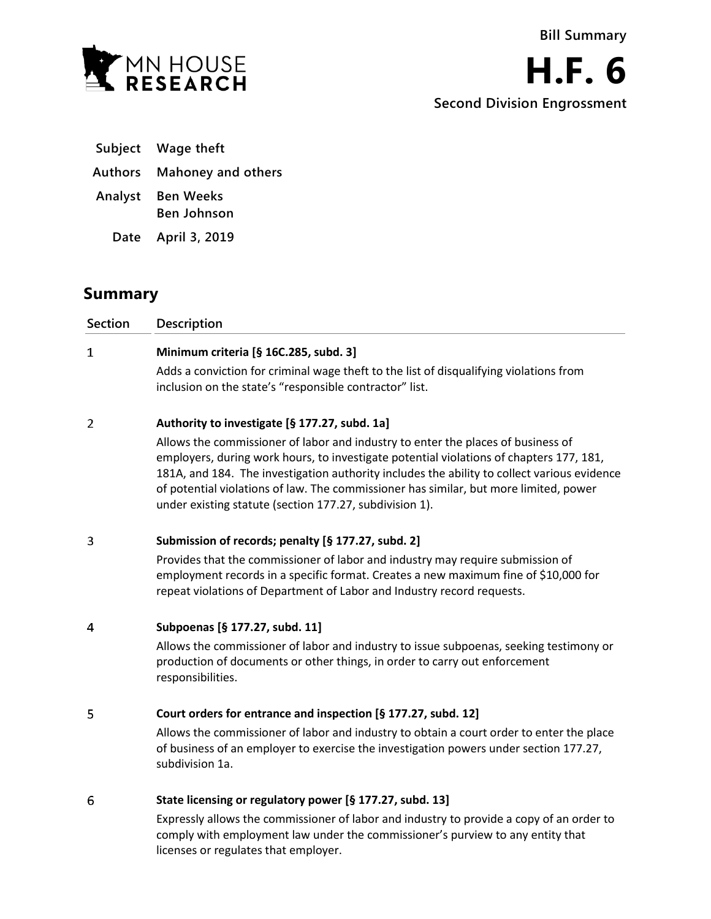Bill Summary

# H.F. 6

Second Division Engrossment

| | |
|---|---|
| **Subject** | **Wage theft** |
| **Authors** | **Mahoney and others** |
| **Analyst** | **Ben Weeks**<br>**Ben Johnson** |
| **Date** | **April 3, 2019** |

## Summary

| Section | Description |
|---|---|
| 1 | **Minimum criteria [§ 16C.285, subd. 3]**<br>Adds a conviction for criminal wage theft to the list of disqualifying violations from inclusion on the state's "responsible contractor" list. |
| 2 | **Authority to investigate [§ 177.27, subd. 1a]**<br>Allows the commissioner of labor and industry to enter the places of business of employers, during work hours, to investigate potential violations of chapters 177, 181, 181A, and 184. The investigation authority includes the ability to collect various evidence of potential violations of law. The commissioner has similar, but more limited, power under existing statute (section 177.27, subdivision 1). |
| 3 | **Submission of records; penalty [§ 177.27, subd. 2]**<br>Provides that the commissioner of labor and industry may require submission of employment records in a specific format. Creates a new maximum fine of $10,000 for repeat violations of Department of Labor and Industry record requests. |
| 4 | **Subpoenas [§ 177.27, subd. 11]**<br>Allows the commissioner of labor and industry to issue subpoenas, seeking testimony or production of documents or other things, in order to carry out enforcement responsibilities. |
| 5 | **Court orders for entrance and inspection [§ 177.27, subd. 12]**<br>Allows the commissioner of labor and industry to obtain a court order to enter the place of business of an employer to exercise the investigation powers under section 177.27, subdivision 1a. |
| 6 | **State licensing or regulatory power [§ 177.27, subd. 13]**<br>Expressly allows the commissioner of labor and industry to provide a copy of an order to comply with employment law under the commissioner's purview to any entity that licenses or regulates that employer. |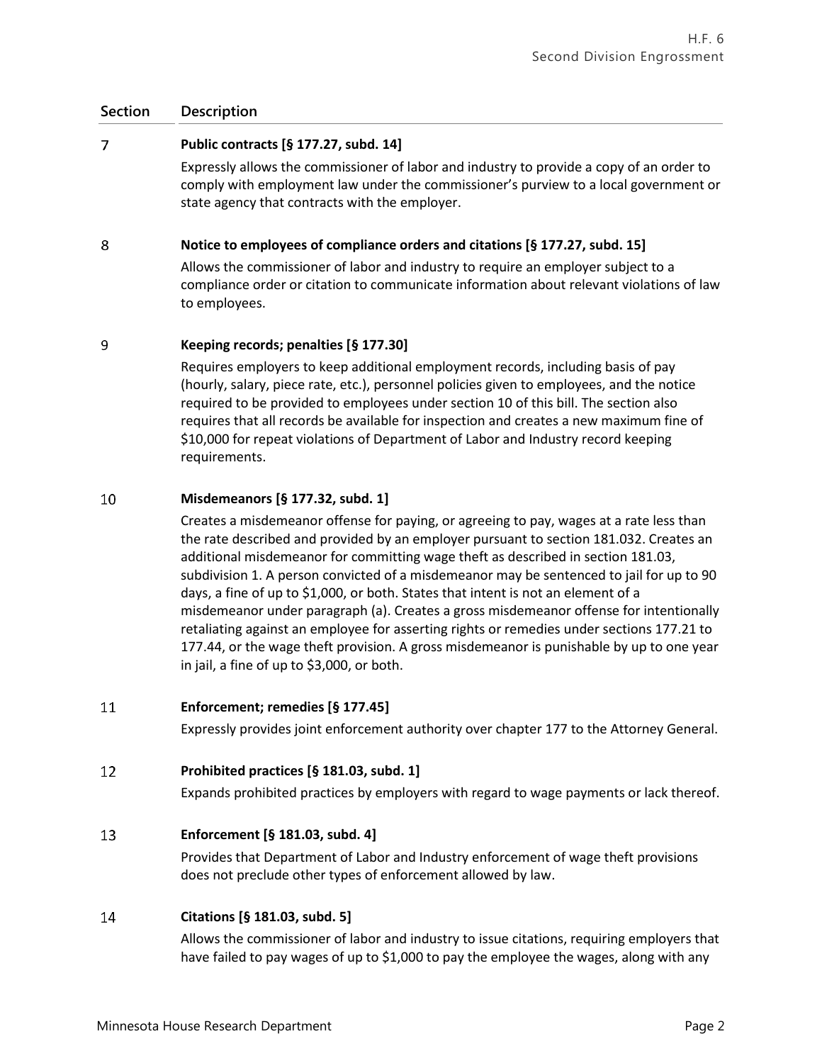| Section | Description |
|---|---|
| 7 | **Public contracts [§ 177.27, subd. 14]**<br>Expressly allows the commissioner of labor and industry to provide a copy of an order to comply with employment law under the commissioner's purview to a local government or state agency that contracts with the employer. |
| 8 | **Notice to employees of compliance orders and citations [§ 177.27, subd. 15]**<br>Allows the commissioner of labor and industry to require an employer subject to a compliance order or citation to communicate information about relevant violations of law to employees. |
| 9 | **Keeping records; penalties [§ 177.30]**<br>Requires employers to keep additional employment records, including basis of pay (hourly, salary, piece rate, etc.), personnel policies given to employees, and the notice required to be provided to employees under section 10 of this bill. The section also requires that all records be available for inspection and creates a new maximum fine of $10,000 for repeat violations of Department of Labor and Industry record keeping requirements. |
| 10 | **Misdemeanors [§ 177.32, subd. 1]**<br>Creates a misdemeanor offense for paying, or agreeing to pay, wages at a rate less than the rate described and provided by an employer pursuant to section 181.032. Creates an additional misdemeanor for committing wage theft as described in section 181.03, subdivision 1. A person convicted of a misdemeanor may be sentenced to jail for up to 90 days, a fine of up to $1,000, or both. States that intent is not an element of a misdemeanor under paragraph (a). Creates a gross misdemeanor offense for intentionally retaliating against an employee for asserting rights or remedies under sections 177.21 to 177.44, or the wage theft provision. A gross misdemeanor is punishable by up to one year in jail, a fine of up to $3,000, or both. |
| 11 | **Enforcement; remedies [§ 177.45]**<br>Expressly provides joint enforcement authority over chapter 177 to the Attorney General. |
| 12 | **Prohibited practices [§ 181.03, subd. 1]**<br>Expands prohibited practices by employers with regard to wage payments or lack thereof. |
| 13 | **Enforcement [§ 181.03, subd. 4]**<br>Provides that Department of Labor and Industry enforcement of wage theft provisions does not preclude other types of enforcement allowed by law. |
| 14 | **Citations [§ 181.03, subd. 5]**<br>Allows the commissioner of labor and industry to issue citations, requiring employers that have failed to pay wages of up to $1,000 to pay the employee the wages, along with any |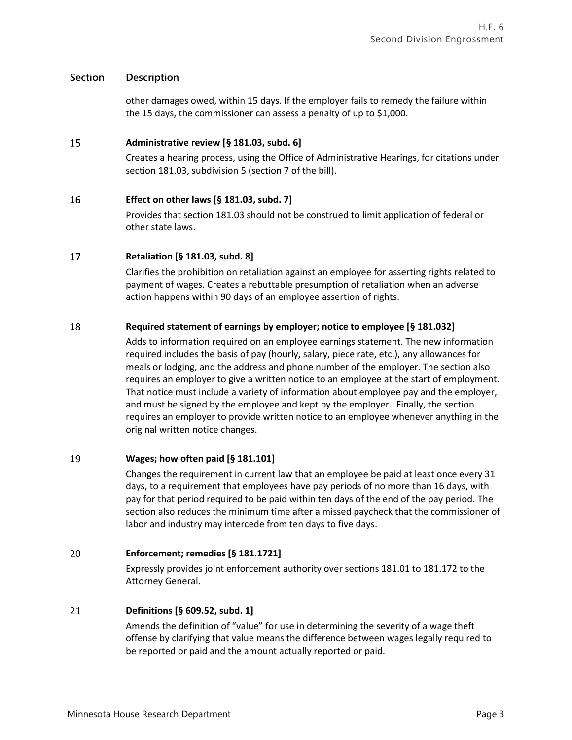| Section | Description |
|---|---|
| | other damages owed, within 15 days. If the employer fails to remedy the failure within the 15 days, the commissioner can assess a penalty of up to $1,000. |
| 15 | **Administrative review [§ 181.03, subd. 6]**<br>Creates a hearing process, using the Office of Administrative Hearings, for citations under section 181.03, subdivision 5 (section 7 of the bill). |
| 16 | **Effect on other laws [§ 181.03, subd. 7]**<br>Provides that section 181.03 should not be construed to limit application of federal or other state laws. |
| 17 | **Retaliation [§ 181.03, subd. 8]**<br>Clarifies the prohibition on retaliation against an employee for asserting rights related to payment of wages. Creates a rebuttable presumption of retaliation when an adverse action happens within 90 days of an employee assertion of rights. |
| 18 | **Required statement of earnings by employer; notice to employee [§ 181.032]**<br>Adds to information required on an employee earnings statement. The new information required includes the basis of pay (hourly, salary, piece rate, etc.), any allowances for meals or lodging, and the address and phone number of the employer. The section also requires an employer to give a written notice to an employee at the start of employment. That notice must include a variety of information about employee pay and the employer, and must be signed by the employee and kept by the employer. Finally, the section requires an employer to provide written notice to an employee whenever anything in the original written notice changes. |
| 19 | **Wages; how often paid [§ 181.101]**<br>Changes the requirement in current law that an employee be paid at least once every 31 days, to a requirement that employees have pay periods of no more than 16 days, with pay for that period required to be paid within ten days of the end of the pay period. The section also reduces the minimum time after a missed paycheck that the commissioner of labor and industry may intercede from ten days to five days. |
| 20 | **Enforcement; remedies [§ 181.1721]**<br>Expressly provides joint enforcement authority over sections 181.01 to 181.172 to the Attorney General. |
| 21 | **Definitions [§ 609.52, subd. 1]**<br>Amends the definition of "value" for use in determining the severity of a wage theft offense by clarifying that value means the difference between wages legally required to be reported or paid and the amount actually reported or paid. |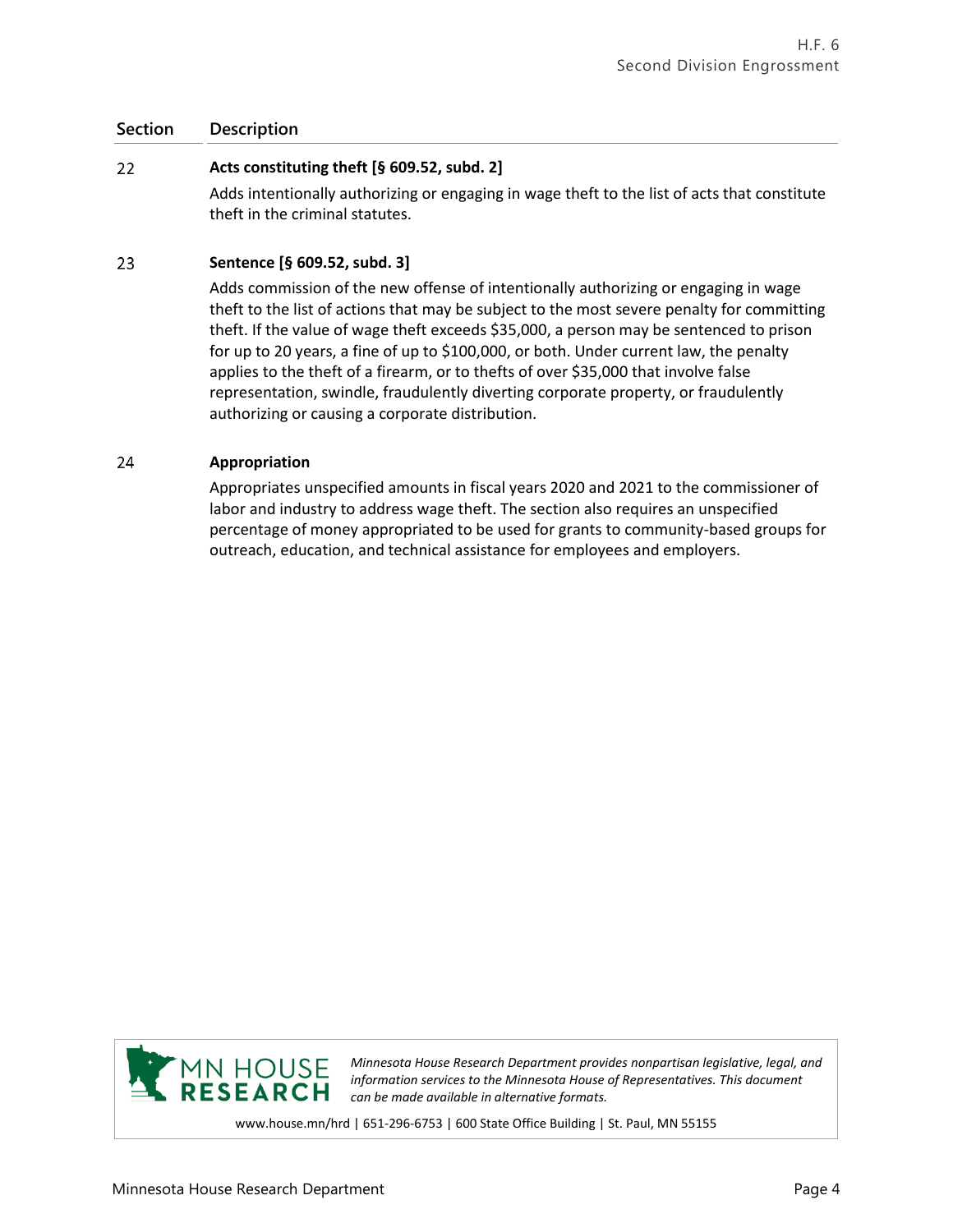| Section | Description |
|---|---|
| 22 | **Acts constituting theft [§ 609.52, subd. 2]**<br><br>Adds intentionally authorizing or engaging in wage theft to the list of acts that constitute theft in the criminal statutes. |
| 23 | **Sentence [§ 609.52, subd. 3]**<br><br>Adds commission of the new offense of intentionally authorizing or engaging in wage theft to the list of actions that may be subject to the most severe penalty for committing theft. If the value of wage theft exceeds $35,000, a person may be sentenced to prison for up to 20 years, a fine of up to $100,000, or both. Under current law, the penalty applies to the theft of a firearm, or to thefts of over $35,000 that involve false representation, swindle, fraudulently diverting corporate property, or fraudulently authorizing or causing a corporate distribution. |
| 24 | **Appropriation**<br><br>Appropriates unspecified amounts in fiscal years 2020 and 2021 to the commissioner of labor and industry to address wage theft. The section also requires an unspecified percentage of money appropriated to be used for grants to community-based groups for outreach, education, and technical assistance for employees and employers. |

MN HOUSE RESEARCH

*Minnesota House Research Department provides nonpartisan legislative, legal, and information services to the Minnesota House of Representatives. This document can be made available in alternative formats.*

www.house.mn/hrd | 651-296-6753 | 600 State Office Building | St. Paul, MN 55155